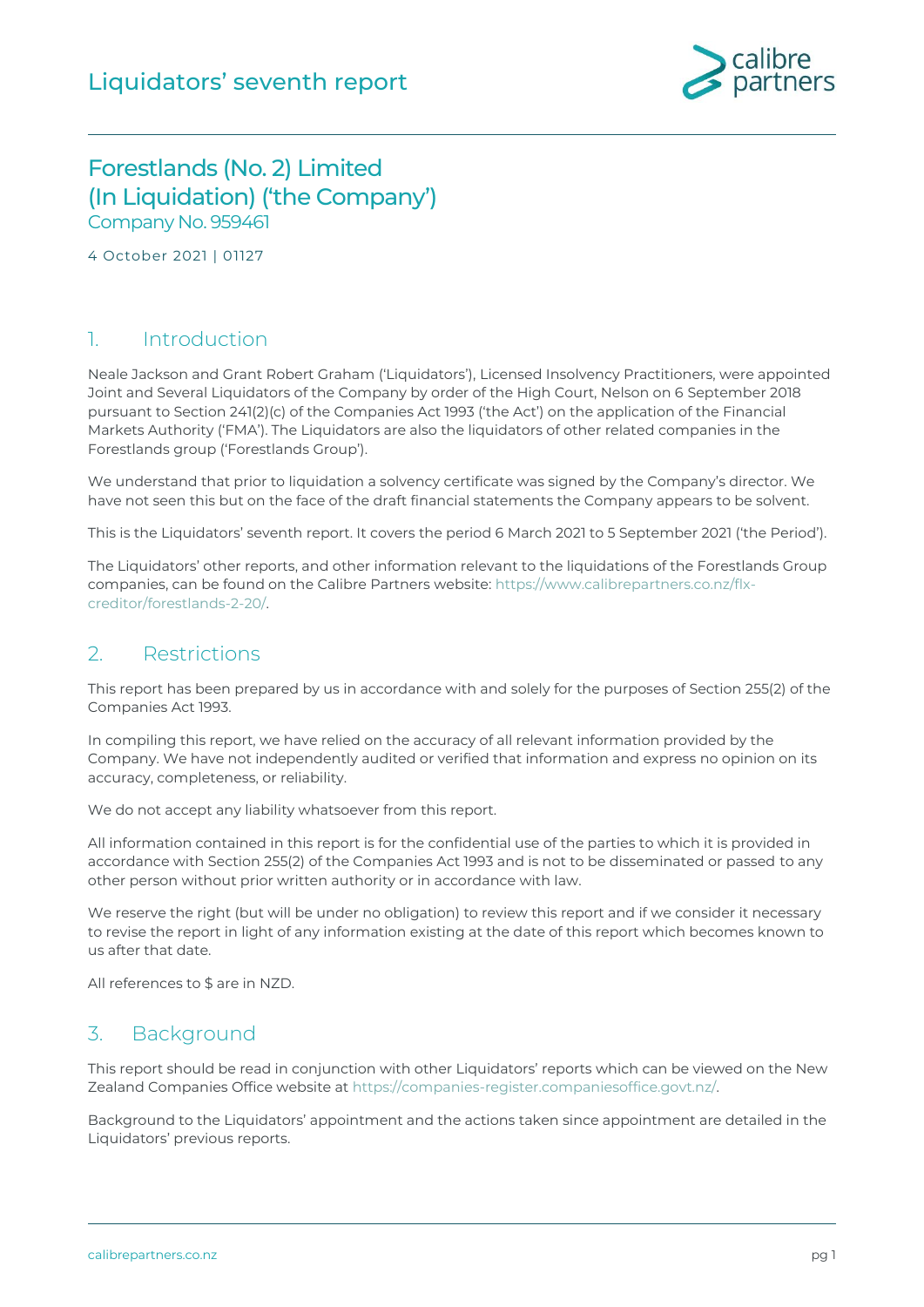# Liquidators' seventh report

## Forestlands (No. 2) Limited (In Liquidation) ('the Company')

Company No. 959461

4 October 2021 | 01127

## 1. Introduction

Neale Jackson and Grant Robert Graham ('Liquidators'), Licensed Insolvency Practitioners, were appointed Joint and Several Liquidators of the Company by order of the High Court, Nelson on 6 September 2018 pursuant to Section 241(2)(c) of the Companies Act 1993 ('the Act') on the application of the Financial Markets Authority ('FMA'). The Liquidators are also the liquidators of other related companies in the Forestlands group ('Forestlands Group').

We understand that prior to liquidation a solvency certificate was signed by the Company's director. We have not seen this but on the face of the draft financial statements the Company appears to be solvent.

This is the Liquidators' seventh report. It covers the period 6 March 2021 to 5 September 2021 ('the Period').

The Liquidators' other reports, and other information relevant to the liquidations of the Forestlands Group companies, can be found on the Calibre Partners website: https://www.calibrepartners.co.nz/flx-creditor/forestlands-2-20/.

## 2. Restrictions

This report has been prepared by us in accordance with and solely for the purposes of Section 255(2) of the Companies Act 1993.

In compiling this report, we have relied on the accuracy of all relevant information provided by the Company. We have not independently audited or verified that information and express no opinion on its accuracy, completeness, or reliability.

We do not accept any liability whatsoever from this report.

All information contained in this report is for the confidential use of the parties to which it is provided in accordance with Section 255(2) of the Companies Act 1993 and is not to be disseminated or passed to any other person without prior written authority or in accordance with law.

We reserve the right (but will be under no obligation) to review this report and if we consider it necessary to revise the report in light of any information existing at the date of this report which becomes known to us after that date.

All references to $ are in NZD.

## 3. Background

This report should be read in conjunction with other Liquidators' reports which can be viewed on the New Zealand Companies Office website at https://companies-register.companiesoffice.govt.nz/.

Background to the Liquidators' appointment and the actions taken since appointment are detailed in the Liquidators' previous reports.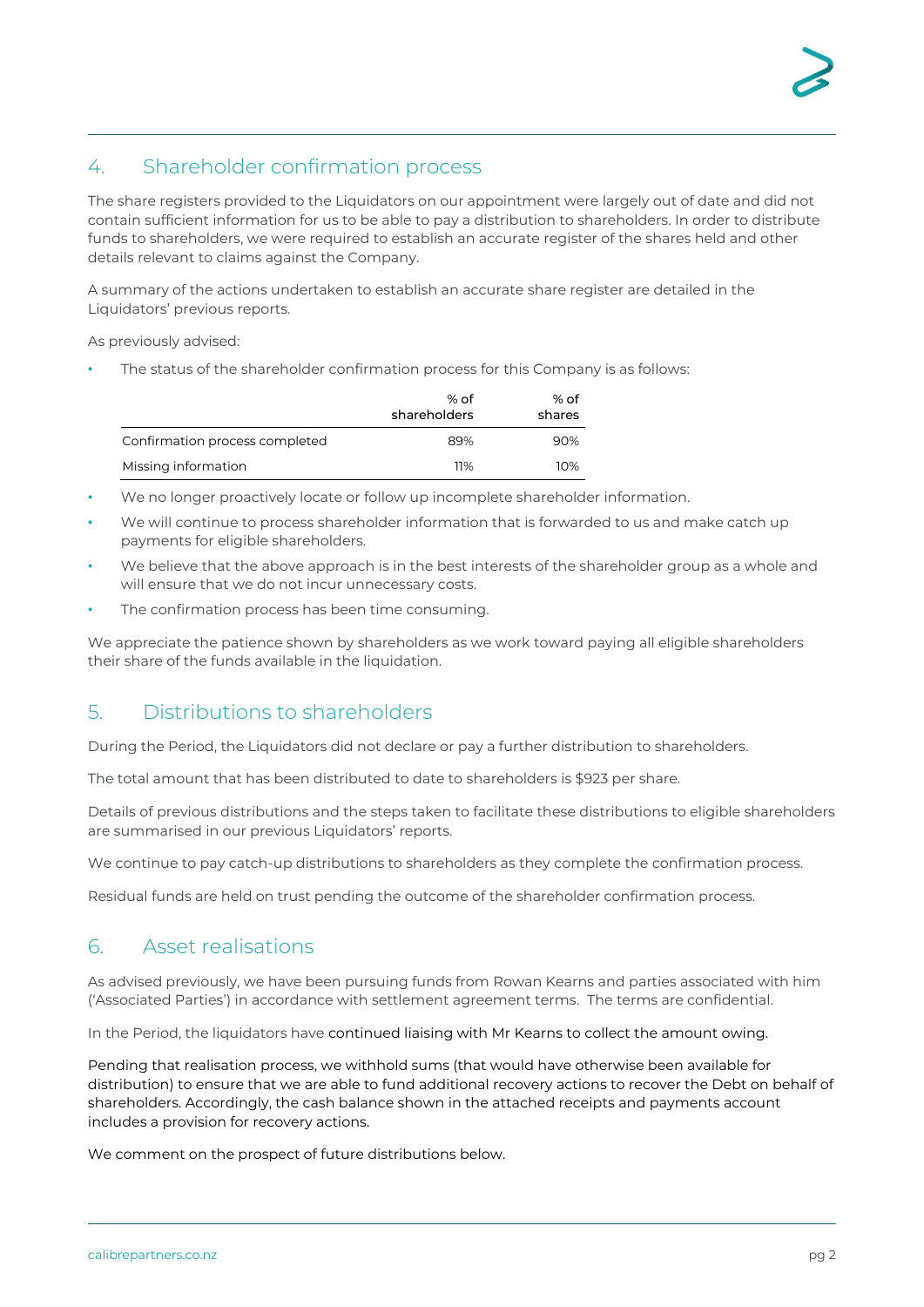## 4. Shareholder confirmation process

The share registers provided to the Liquidators on our appointment were largely out of date and did not contain sufficient information for us to be able to pay a distribution to shareholders. In order to distribute funds to shareholders, we were required to establish an accurate register of the shares held and other details relevant to claims against the Company.

A summary of the actions undertaken to establish an accurate share register are detailed in the Liquidators' previous reports.

As previously advised:

- The status of the shareholder confirmation process for this Company is as follows:

| | % of shareholders | % of shares |
|---|---|---|
| Confirmation process completed | 89% | 90% |
| Missing information | 11% | 10% |

- We no longer proactively locate or follow up incomplete shareholder information.
- We will continue to process shareholder information that is forwarded to us and make catch up payments for eligible shareholders.
- We believe that the above approach is in the best interests of the shareholder group as a whole and will ensure that we do not incur unnecessary costs.
- The confirmation process has been time consuming.

We appreciate the patience shown by shareholders as we work toward paying all eligible shareholders their share of the funds available in the liquidation.

## 5. Distributions to shareholders

During the Period, the Liquidators did not declare or pay a further distribution to shareholders.

The total amount that has been distributed to date to shareholders is $923 per share.

Details of previous distributions and the steps taken to facilitate these distributions to eligible shareholders are summarised in our previous Liquidators' reports.

We continue to pay catch-up distributions to shareholders as they complete the confirmation process.

Residual funds are held on trust pending the outcome of the shareholder confirmation process.

## 6. Asset realisations

As advised previously, we have been pursuing funds from Rowan Kearns and parties associated with him ('Associated Parties') in accordance with settlement agreement terms. The terms are confidential.

In the Period, the liquidators have continued liaising with Mr Kearns to collect the amount owing.

Pending that realisation process, we withhold sums (that would have otherwise been available for distribution) to ensure that we are able to fund additional recovery actions to recover the Debt on behalf of shareholders. Accordingly, the cash balance shown in the attached receipts and payments account includes a provision for recovery actions.

We comment on the prospect of future distributions below.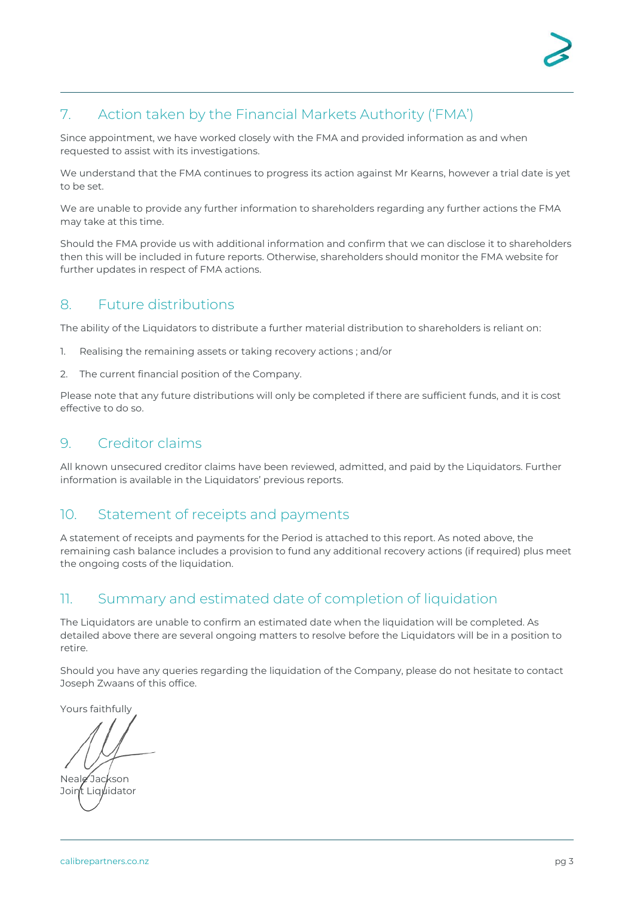## 7. Action taken by the Financial Markets Authority ('FMA')

Since appointment, we have worked closely with the FMA and provided information as and when requested to assist with its investigations.

We understand that the FMA continues to progress its action against Mr Kearns, however a trial date is yet to be set.

We are unable to provide any further information to shareholders regarding any further actions the FMA may take at this time.

Should the FMA provide us with additional information and confirm that we can disclose it to shareholders then this will be included in future reports. Otherwise, shareholders should monitor the FMA website for further updates in respect of FMA actions.

## 8. Future distributions

The ability of the Liquidators to distribute a further material distribution to shareholders is reliant on:

1. Realising the remaining assets or taking recovery actions ; and/or
2. The current financial position of the Company.

Please note that any future distributions will only be completed if there are sufficient funds, and it is cost effective to do so.

## 9. Creditor claims

All known unsecured creditor claims have been reviewed, admitted, and paid by the Liquidators. Further information is available in the Liquidators' previous reports.

## 10. Statement of receipts and payments

A statement of receipts and payments for the Period is attached to this report. As noted above, the remaining cash balance includes a provision to fund any additional recovery actions (if required) plus meet the ongoing costs of the liquidation.

## 11. Summary and estimated date of completion of liquidation

The Liquidators are unable to confirm an estimated date when the liquidation will be completed. As detailed above there are several ongoing matters to resolve before the Liquidators will be in a position to retire.

Should you have any queries regarding the liquidation of the Company, please do not hesitate to contact Joseph Zwaans of this office.

Yours faithfully

Neale Jackson
Joint Liquidator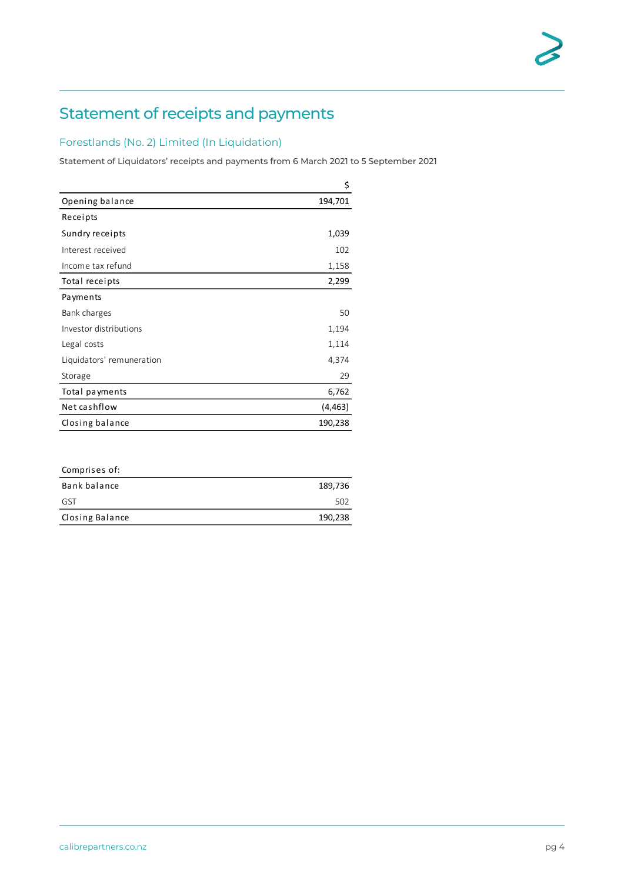# Statement of receipts and payments

## Forestlands (No. 2) Limited (In Liquidation)

Statement of Liquidators' receipts and payments from 6 March 2021 to 5 September 2021

| | $ |
|---|---|
| Opening balance | 194,701 |
| Receipts | |
| Sundry receipts | 1,039 |
| Interest received | 102 |
| Income tax refund | 1,158 |
| Total receipts | 2,299 |
| Payments | |
| Bank charges | 50 |
| Investor distributions | 1,194 |
| Legal costs | 1,114 |
| Liquidators' remuneration | 4,374 |
| Storage | 29 |
| Total payments | 6,762 |
| Net cashflow | (4,463) |
| Closing balance | 190,238 |

| Comprises of: | |
|---|---|
| Bank balance | 189,736 |
| GST | 502 |
| Closing Balance | 190,238 |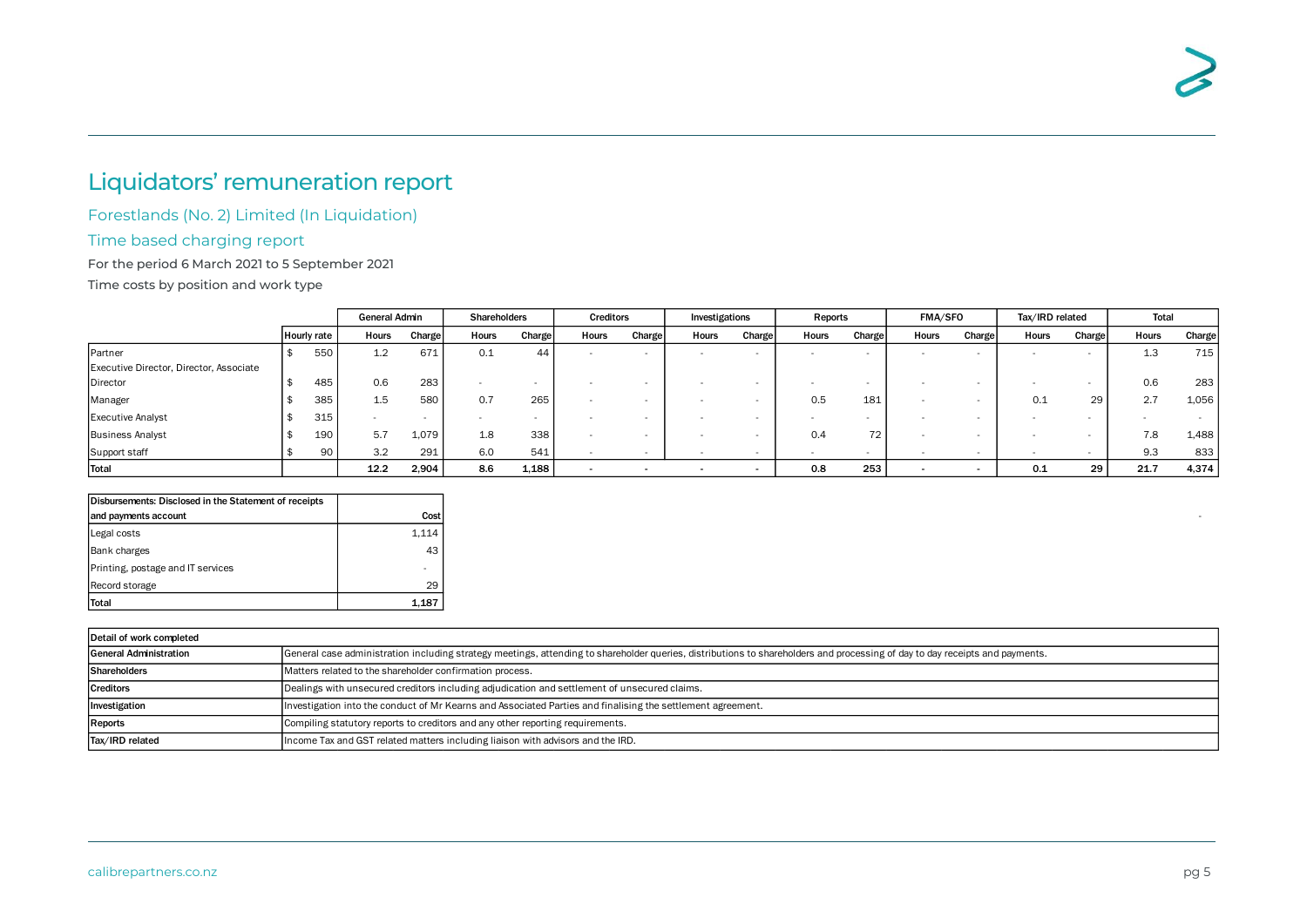# Liquidators' remuneration report

## Forestlands (No. 2) Limited (In Liquidation)

## Time based charging report

For the period 6 March 2021 to 5 September 2021

Time costs by position and work type

| | | General Admin | | Shareholders | | Creditors | | Investigations | | Reports | | FMA/SFO | | Tax/IRD related | | Total | |
|---|---|---|---|---|---|---|---|---|---|---|---|---|---|---|---|---|---|
| | Hourly rate | Hours | Charge | Hours | Charge | Hours | Charge | Hours | Charge | Hours | Charge | Hours | Charge | Hours | Charge | Hours | Charge |
| Partner | $ 550 | 1.2 | 671 | 0.1 | 44 | - | - | - | - | - | - | - | - | - | - | 1.3 | 715 |
| Executive Director, Director, Associate Director | $ 485 | 0.6 | 283 | - | - | - | - | - | - | - | - | - | - | - | - | 0.6 | 283 |
| Manager | $ 385 | 1.5 | 580 | 0.7 | 265 | - | - | - | - | 0.5 | 181 | - | - | 0.1 | 29 | 2.7 | 1,056 |
| Executive Analyst | $ 315 | - | - | - | - | - | - | - | - | - | - | - | - | - | - | - | - |
| Business Analyst | $ 190 | 5.7 | 1,079 | 1.8 | 338 | - | - | - | - | 0.4 | 72 | - | - | - | - | 7.8 | 1,488 |
| Support staff | $ 90 | 3.2 | 291 | 6.0 | 541 | - | - | - | - | - | - | - | - | - | - | 9.3 | 833 |
| **Total** | | **12.2** | **2,904** | **8.6** | **1,188** | **-** | **-** | **-** | **-** | **0.8** | **253** | **-** | **-** | **0.1** | **29** | **21.7** | **4,374** |

| Disbursements: Disclosed in the Statement of receipts and payments account | Cost |
|---|---|
| Legal costs | 1,114 |
| Bank charges | 43 |
| Printing, postage and IT services | - |
| Record storage | 29 |
| **Total** | **1,187** |

| Detail of work completed | |
|---|---|
| **General Administration** | General case administration including strategy meetings, attending to shareholder queries, distributions to shareholders and processing of day to day receipts and payments. |
| **Shareholders** | Matters related to the shareholder confirmation process. |
| **Creditors** | Dealings with unsecured creditors including adjudication and settlement of unsecured claims. |
| **Investigation** | Investigation into the conduct of Mr Kearns and Associated Parties and finalising the settlement agreement. |
| **Reports** | Compiling statutory reports to creditors and any other reporting requirements. |
| **Tax/IRD related** | Income Tax and GST related matters including liaison with advisors and the IRD. |